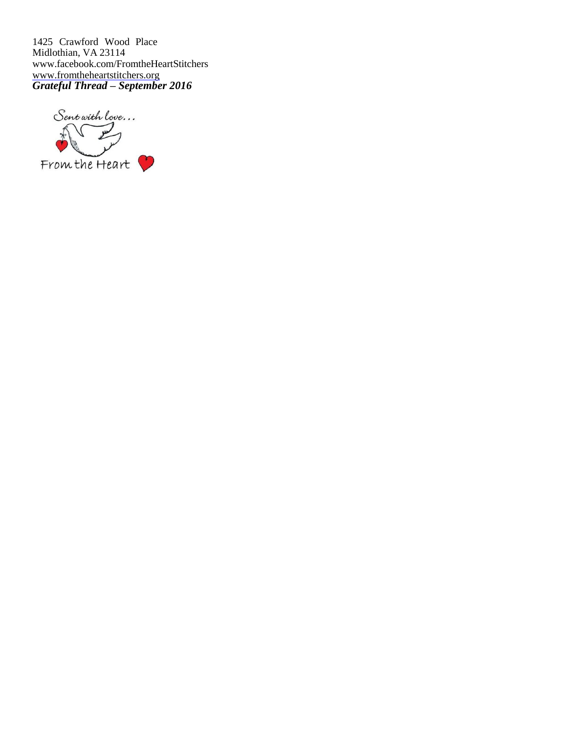1425 Crawford Wood Place
Midlothian, VA 23114
www.facebook.com/FromtheHeartStitchers
www.fromtheheartstitchers.org

***Grateful Thread – September 2016***

Sent with love...

From the Heart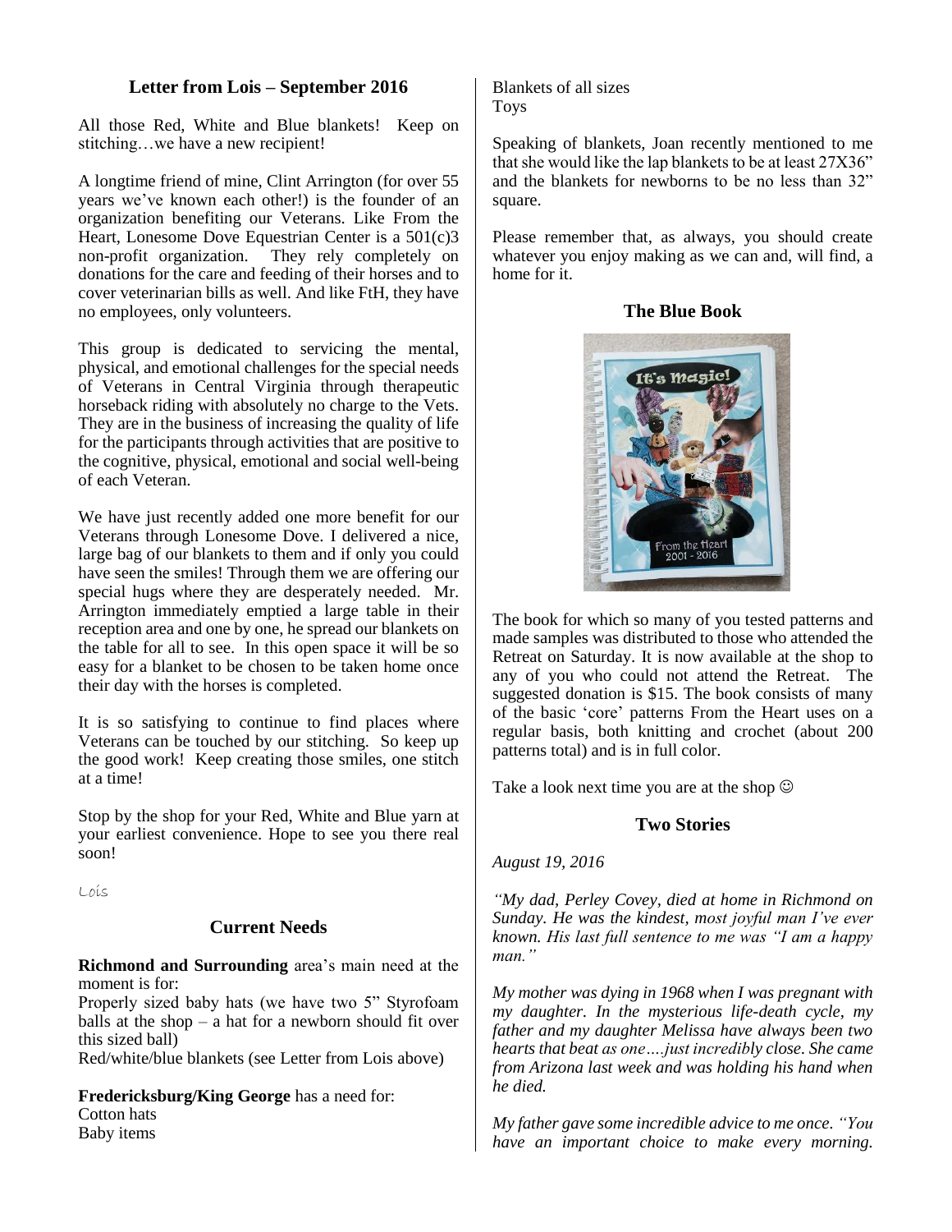### Letter from Lois – September 2016

All those Red, White and Blue blankets! Keep on stitching…we have a new recipient!

A longtime friend of mine, Clint Arrington (for over 55 years we've known each other!) is the founder of an organization benefiting our Veterans. Like From the Heart, Lonesome Dove Equestrian Center is a 501(c)3 non-profit organization. They rely completely on donations for the care and feeding of their horses and to cover veterinarian bills as well. And like FtH, they have no employees, only volunteers.

This group is dedicated to servicing the mental, physical, and emotional challenges for the special needs of Veterans in Central Virginia through therapeutic horseback riding with absolutely no charge to the Vets. They are in the business of increasing the quality of life for the participants through activities that are positive to the cognitive, physical, emotional and social well-being of each Veteran.

We have just recently added one more benefit for our Veterans through Lonesome Dove. I delivered a nice, large bag of our blankets to them and if only you could have seen the smiles! Through them we are offering our special hugs where they are desperately needed. Mr. Arrington immediately emptied a large table in their reception area and one by one, he spread our blankets on the table for all to see. In this open space it will be so easy for a blanket to be chosen to be taken home once their day with the horses is completed.

It is so satisfying to continue to find places where Veterans can be touched by our stitching. So keep up the good work! Keep creating those smiles, one stitch at a time!

Stop by the shop for your Red, White and Blue yarn at your earliest convenience. Hope to see you there real soon!

Lois

### Current Needs

**Richmond and Surrounding** area's main need at the moment is for:

Properly sized baby hats (we have two 5" Styrofoam balls at the shop – a hat for a newborn should fit over this sized ball)

Red/white/blue blankets (see Letter from Lois above)

**Fredericksburg/King George** has a need for:

Cotton hats
Baby items
Blankets of all sizes
Toys

Speaking of blankets, Joan recently mentioned to me that she would like the lap blankets to be at least 27X36" and the blankets for newborns to be no less than 32" square.

Please remember that, as always, you should create whatever you enjoy making as we can and, will find, a home for it.

### The Blue Book

The book for which so many of you tested patterns and made samples was distributed to those who attended the Retreat on Saturday. It is now available at the shop to any of you who could not attend the Retreat. The suggested donation is $15. The book consists of many of the basic 'core' patterns From the Heart uses on a regular basis, both knitting and crochet (about 200 patterns total) and is in full color.

Take a look next time you are at the shop ☺

### Two Stories

*August 19, 2016*

*"My dad, Perley Covey, died at home in Richmond on Sunday. He was the kindest, most joyful man I've ever known. His last full sentence to me was "I am a happy man."*

*My mother was dying in 1968 when I was pregnant with my daughter. In the mysterious life-death cycle, my father and my daughter Melissa have always been two hearts that beat as one….just incredibly close. She came from Arizona last week and was holding his hand when he died.*

*My father gave some incredible advice to me once. "You have an important choice to make every morning.*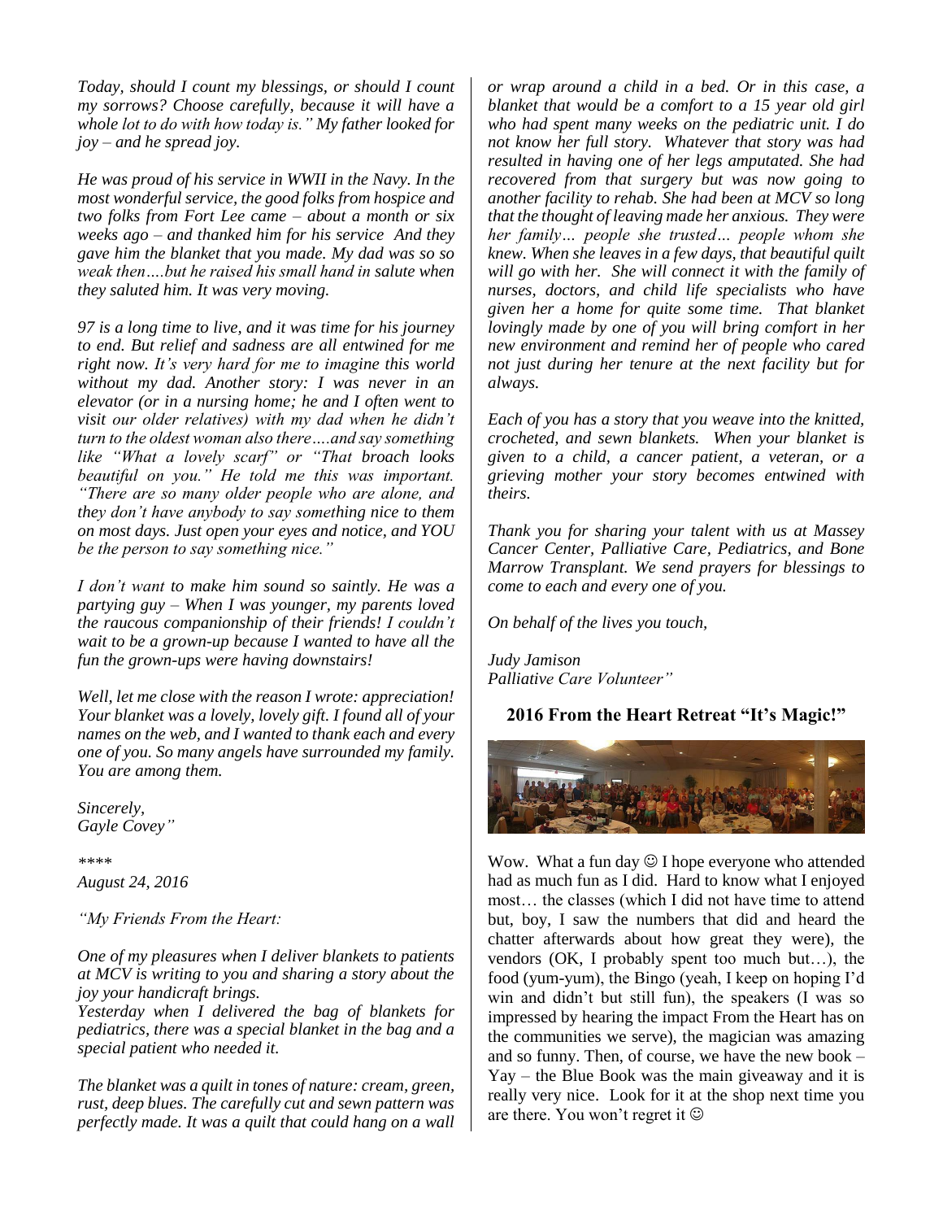*Today, should I count my blessings, or should I count my sorrows? Choose carefully, because it will have a whole lot to do with how today is." My father looked for joy – and he spread joy.*

*He was proud of his service in WWII in the Navy. In the most wonderful service, the good folks from hospice and two folks from Fort Lee came – about a month or six weeks ago – and thanked him for his service And they gave him the blanket that you made. My dad was so so weak then….but he raised his small hand in salute when they saluted him. It was very moving.*

*97 is a long time to live, and it was time for his journey to end. But relief and sadness are all entwined for me right now. It's very hard for me to imagine this world without my dad. Another story: I was never in an elevator (or in a nursing home; he and I often went to visit our older relatives) with my dad when he didn't turn to the oldest woman also there….and say something like "What a lovely scarf" or "That broach looks beautiful on you." He told me this was important. "There are so many older people who are alone, and they don't have anybody to say something nice to them on most days. Just open your eyes and notice, and YOU be the person to say something nice."*

*I don't want to make him sound so saintly. He was a partying guy – When I was younger, my parents loved the raucous companionship of their friends! I couldn't wait to be a grown-up because I wanted to have all the fun the grown-ups were having downstairs!*

*Well, let me close with the reason I wrote: appreciation! Your blanket was a lovely, lovely gift. I found all of your names on the web, and I wanted to thank each and every one of you. So many angels have surrounded my family. You are among them.*

*Sincerely,*
*Gayle Covey"*

*\*\*\*\**

*August 24, 2016*

*"My Friends From the Heart:*

*One of my pleasures when I deliver blankets to patients at MCV is writing to you and sharing a story about the joy your handicraft brings.*
*Yesterday when I delivered the bag of blankets for pediatrics, there was a special blanket in the bag and a special patient who needed it.*

*The blanket was a quilt in tones of nature: cream, green, rust, deep blues. The carefully cut and sewn pattern was perfectly made. It was a quilt that could hang on a wall or wrap around a child in a bed. Or in this case, a blanket that would be a comfort to a 15 year old girl who had spent many weeks on the pediatric unit. I do not know her full story. Whatever that story was had resulted in having one of her legs amputated. She had recovered from that surgery but was now going to another facility to rehab. She had been at MCV so long that the thought of leaving made her anxious. They were her family… people she trusted… people whom she knew. When she leaves in a few days, that beautiful quilt will go with her. She will connect it with the family of nurses, doctors, and child life specialists who have given her a home for quite some time. That blanket lovingly made by one of you will bring comfort in her new environment and remind her of people who cared not just during her tenure at the next facility but for always.*

*Each of you has a story that you weave into the knitted, crocheted, and sewn blankets. When your blanket is given to a child, a cancer patient, a veteran, or a grieving mother your story becomes entwined with theirs.*

*Thank you for sharing your talent with us at Massey Cancer Center, Palliative Care, Pediatrics, and Bone Marrow Transplant. We send prayers for blessings to come to each and every one of you.*

*On behalf of the lives you touch,*

*Judy Jamison*
*Palliative Care Volunteer"*

## 2016 From the Heart Retreat "It's Magic!"

Wow. What a fun day ☺ I hope everyone who attended had as much fun as I did. Hard to know what I enjoyed most… the classes (which I did not have time to attend but, boy, I saw the numbers that did and heard the chatter afterwards about how great they were), the vendors (OK, I probably spent too much but…), the food (yum-yum), the Bingo (yeah, I keep on hoping I'd win and didn't but still fun), the speakers (I was so impressed by hearing the impact From the Heart has on the communities we serve), the magician was amazing and so funny. Then, of course, we have the new book – Yay – the Blue Book was the main giveaway and it is really very nice. Look for it at the shop next time you are there. You won't regret it ☺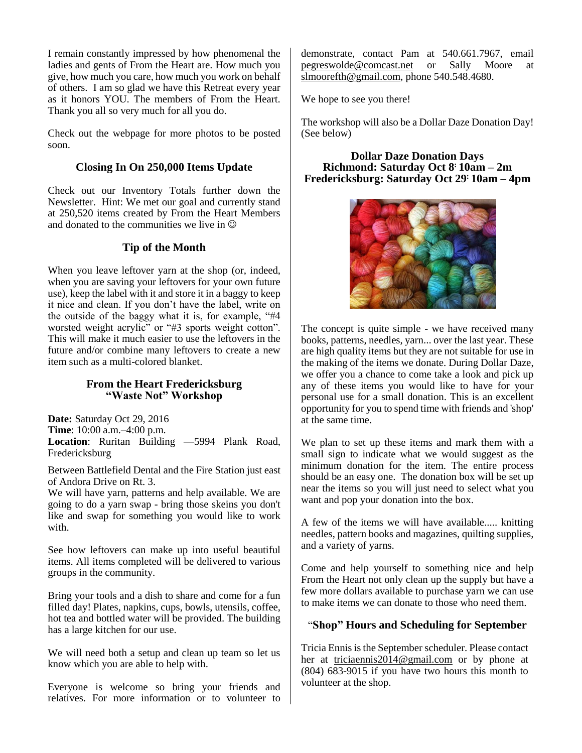I remain constantly impressed by how phenomenal the ladies and gents of From the Heart are. How much you give, how much you care, how much you work on behalf of others. I am so glad we have this Retreat every year as it honors YOU. The members of From the Heart. Thank you all so very much for all you do.

Check out the webpage for more photos to be posted soon.

### Closing In On 250,000 Items Update

Check out our Inventory Totals further down the Newsletter. Hint: We met our goal and currently stand at 250,520 items created by From the Heart Members and donated to the communities we live in ☺

### Tip of the Month

When you leave leftover yarn at the shop (or, indeed, when you are saving your leftovers for your own future use), keep the label with it and store it in a baggy to keep it nice and clean. If you don't have the label, write on the outside of the baggy what it is, for example, "#4 worsted weight acrylic" or "#3 sports weight cotton". This will make it much easier to use the leftovers in the future and/or combine many leftovers to create a new item such as a multi-colored blanket.

### From the Heart Fredericksburg "Waste Not" Workshop

**Date:** Saturday Oct 29, 2016
**Time**: 10:00 a.m.–4:00 p.m.
**Location**: Ruritan Building —5994 Plank Road, Fredericksburg

Between Battlefield Dental and the Fire Station just east of Andora Drive on Rt. 3.
We will have yarn, patterns and help available. We are going to do a yarn swap - bring those skeins you don't like and swap for something you would like to work with.

See how leftovers can make up into useful beautiful items. All items completed will be delivered to various groups in the community.

Bring your tools and a dish to share and come for a fun filled day! Plates, napkins, cups, bowls, utensils, coffee, hot tea and bottled water will be provided. The building has a large kitchen for our use.

We will need both a setup and clean up team so let us know which you are able to help with.

Everyone is welcome so bring your friends and relatives. For more information or to volunteer to demonstrate, contact Pam at 540.661.7967, email pegreswolde@comcast.net or Sally Moore at slmoorefth@gmail.com, phone 540.548.4680.

We hope to see you there!

The workshop will also be a Dollar Daze Donation Day! (See below)

### Dollar Daze Donation Days
### Richmond: Saturday Oct 8: 10am – 2m
### Fredericksburg: Saturday Oct 29: 10am – 4pm

The concept is quite simple - we have received many books, patterns, needles, yarn... over the last year. These are high quality items but they are not suitable for use in the making of the items we donate. During Dollar Daze, we offer you a chance to come take a look and pick up any of these items you would like to have for your personal use for a small donation. This is an excellent opportunity for you to spend time with friends and 'shop' at the same time.

We plan to set up these items and mark them with a small sign to indicate what we would suggest as the minimum donation for the item. The entire process should be an easy one. The donation box will be set up near the items so you will just need to select what you want and pop your donation into the box.

A few of the items we will have available..... knitting needles, pattern books and magazines, quilting supplies, and a variety of yarns.

Come and help yourself to something nice and help From the Heart not only clean up the supply but have a few more dollars available to purchase yarn we can use to make items we can donate to those who need them.

### "Shop" Hours and Scheduling for September

Tricia Ennis is the September scheduler. Please contact her at triciaennis2014@gmail.com or by phone at (804) 683-9015 if you have two hours this month to volunteer at the shop.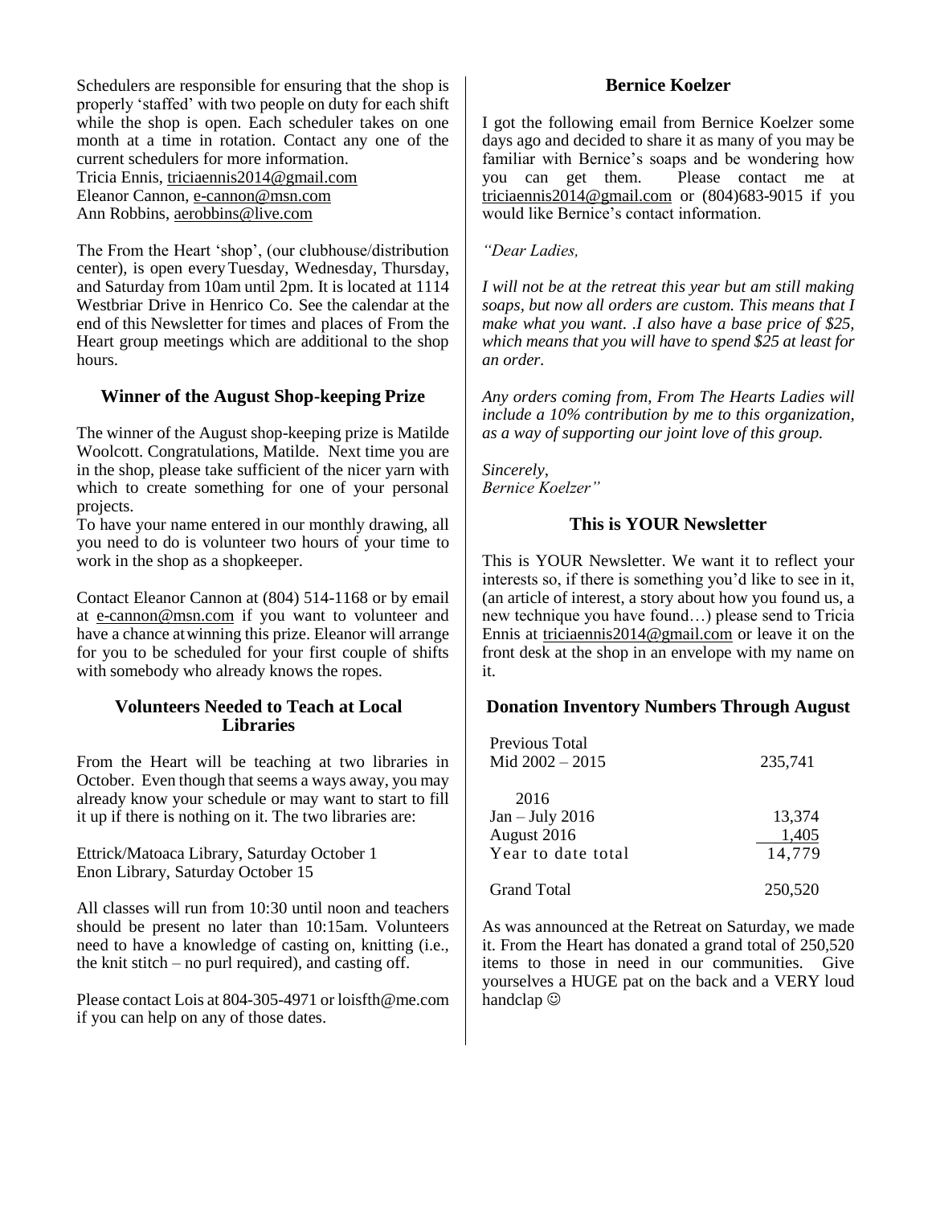Schedulers are responsible for ensuring that the shop is properly 'staffed' with two people on duty for each shift while the shop is open. Each scheduler takes on one month at a time in rotation. Contact any one of the current schedulers for more information.
Tricia Ennis, triciaennis2014@gmail.com
Eleanor Cannon, e-cannon@msn.com
Ann Robbins, aerobbins@live.com

The From the Heart 'shop', (our clubhouse/distribution center), is open every Tuesday, Wednesday, Thursday, and Saturday from 10am until 2pm. It is located at 1114 Westbriar Drive in Henrico Co. See the calendar at the end of this Newsletter for times and places of From the Heart group meetings which are additional to the shop hours.

## Winner of the August Shop-keeping Prize

The winner of the August shop-keeping prize is Matilde Woolcott. Congratulations, Matilde. Next time you are in the shop, please take sufficient of the nicer yarn with which to create something for one of your personal projects.
To have your name entered in our monthly drawing, all you need to do is volunteer two hours of your time to work in the shop as a shopkeeper.

Contact Eleanor Cannon at (804) 514-1168 or by email at e-cannon@msn.com if you want to volunteer and have a chance at winning this prize. Eleanor will arrange for you to be scheduled for your first couple of shifts with somebody who already knows the ropes.

## Volunteers Needed to Teach at Local Libraries

From the Heart will be teaching at two libraries in October. Even though that seems a ways away, you may already know your schedule or may want to start to fill it up if there is nothing on it. The two libraries are:

Ettrick/Matoaca Library, Saturday October 1
Enon Library, Saturday October 15

All classes will run from 10:30 until noon and teachers should be present no later than 10:15am. Volunteers need to have a knowledge of casting on, knitting (i.e., the knit stitch – no purl required), and casting off.

Please contact Lois at 804-305-4971 or loisfth@me.com if you can help on any of those dates.

## Bernice Koelzer

I got the following email from Bernice Koelzer some days ago and decided to share it as many of you may be familiar with Bernice's soaps and be wondering how you can get them. Please contact me at triciaennis2014@gmail.com or (804)683-9015 if you would like Bernice's contact information.

*"Dear Ladies,*

*I will not be at the retreat this year but am still making soaps, but now all orders are custom. This means that I make what you want. .I also have a base price of $25, which means that you will have to spend $25 at least for an order.*

*Any orders coming from, From The Hearts Ladies will include a 10% contribution by me to this organization, as a way of supporting our joint love of this group.*

*Sincerely,*
*Bernice Koelzer"*

## This is YOUR Newsletter

This is YOUR Newsletter. We want it to reflect your interests so, if there is something you'd like to see in it, (an article of interest, a story about how you found us, a new technique you have found…) please send to Tricia Ennis at triciaennis2014@gmail.com or leave it on the front desk at the shop in an envelope with my name on it.

## Donation Inventory Numbers Through August

| | |
|---|---|
| Previous Total<br>Mid 2002 – 2015 | 235,741 |
| 2016 | |
| Jan – July 2016 | 13,374 |
| August 2016 | 1,405 |
| Year to date total | 14,779 |
| Grand Total | 250,520 |

As was announced at the Retreat on Saturday, we made it. From the Heart has donated a grand total of 250,520 items to those in need in our communities. Give yourselves a HUGE pat on the back and a VERY loud handclap ☺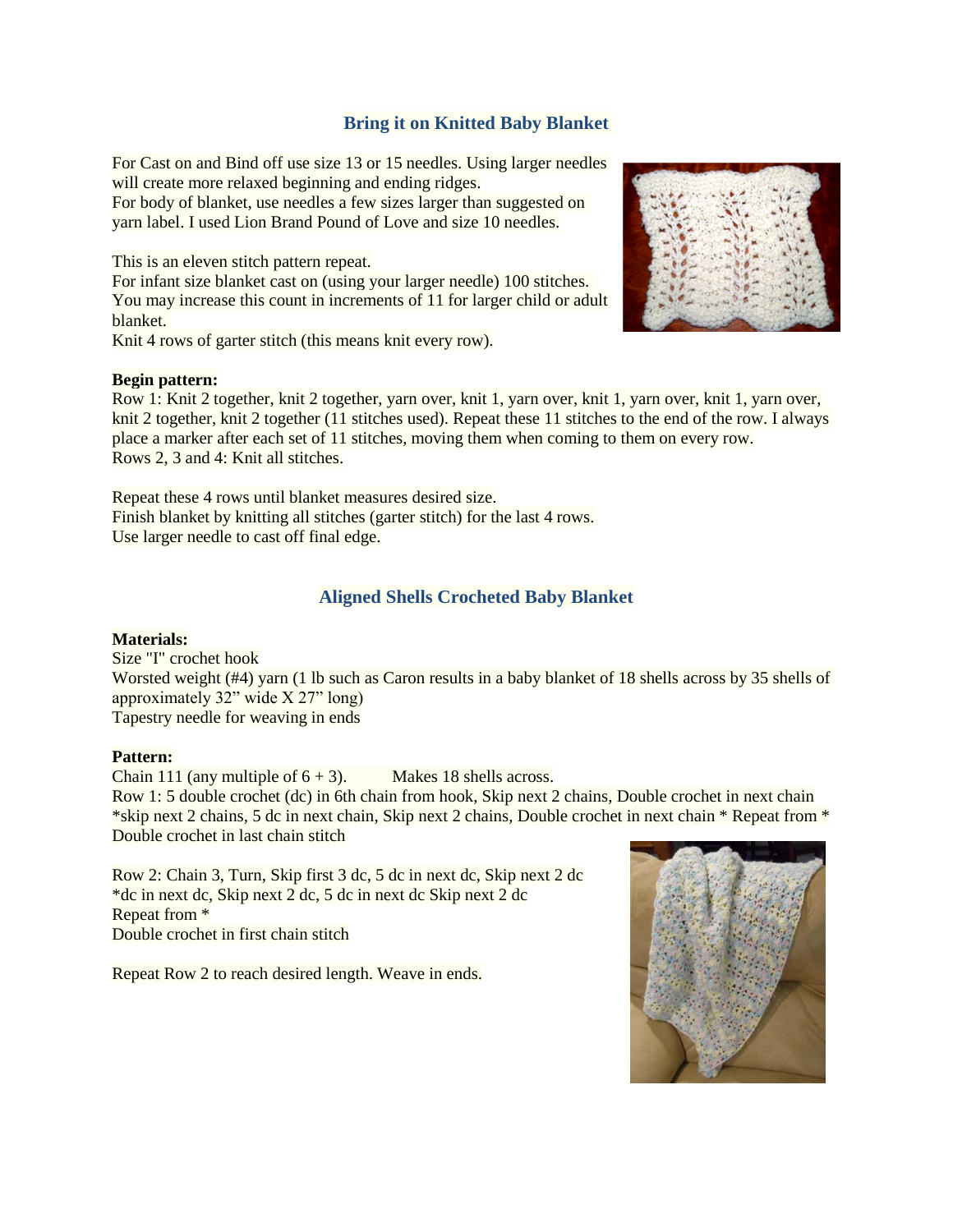## Bring it on Knitted Baby Blanket

For Cast on and Bind off use size 13 or 15 needles. Using larger needles will create more relaxed beginning and ending ridges.
For body of blanket, use needles a few sizes larger than suggested on yarn label. I used Lion Brand Pound of Love and size 10 needles.

This is an eleven stitch pattern repeat.
For infant size blanket cast on (using your larger needle) 100 stitches. You may increase this count in increments of 11 for larger child or adult blanket.
Knit 4 rows of garter stitch (this means knit every row).

**Begin pattern:**
Row 1: Knit 2 together, knit 2 together, yarn over, knit 1, yarn over, knit 1, yarn over, knit 1, yarn over, knit 2 together, knit 2 together (11 stitches used). Repeat these 11 stitches to the end of the row. I always place a marker after each set of 11 stitches, moving them when coming to them on every row.
Rows 2, 3 and 4: Knit all stitches.

Repeat these 4 rows until blanket measures desired size.
Finish blanket by knitting all stitches (garter stitch) for the last 4 rows.
Use larger needle to cast off final edge.

## Aligned Shells Crocheted Baby Blanket

**Materials:**
Size "I" crochet hook
Worsted weight (#4) yarn (1 lb such as Caron results in a baby blanket of 18 shells across by 35 shells of approximately 32" wide X 27" long)
Tapestry needle for weaving in ends

**Pattern:**
Chain 111 (any multiple of 6 + 3). Makes 18 shells across.
Row 1: 5 double crochet (dc) in 6th chain from hook, Skip next 2 chains, Double crochet in next chain *skip next 2 chains, 5 dc in next chain, Skip next 2 chains, Double crochet in next chain * Repeat from * Double crochet in last chain stitch

Row 2: Chain 3, Turn, Skip first 3 dc, 5 dc in next dc, Skip next 2 dc
*dc in next dc, Skip next 2 dc, 5 dc in next dc Skip next 2 dc
Repeat from *
Double crochet in first chain stitch

Repeat Row 2 to reach desired length. Weave in ends.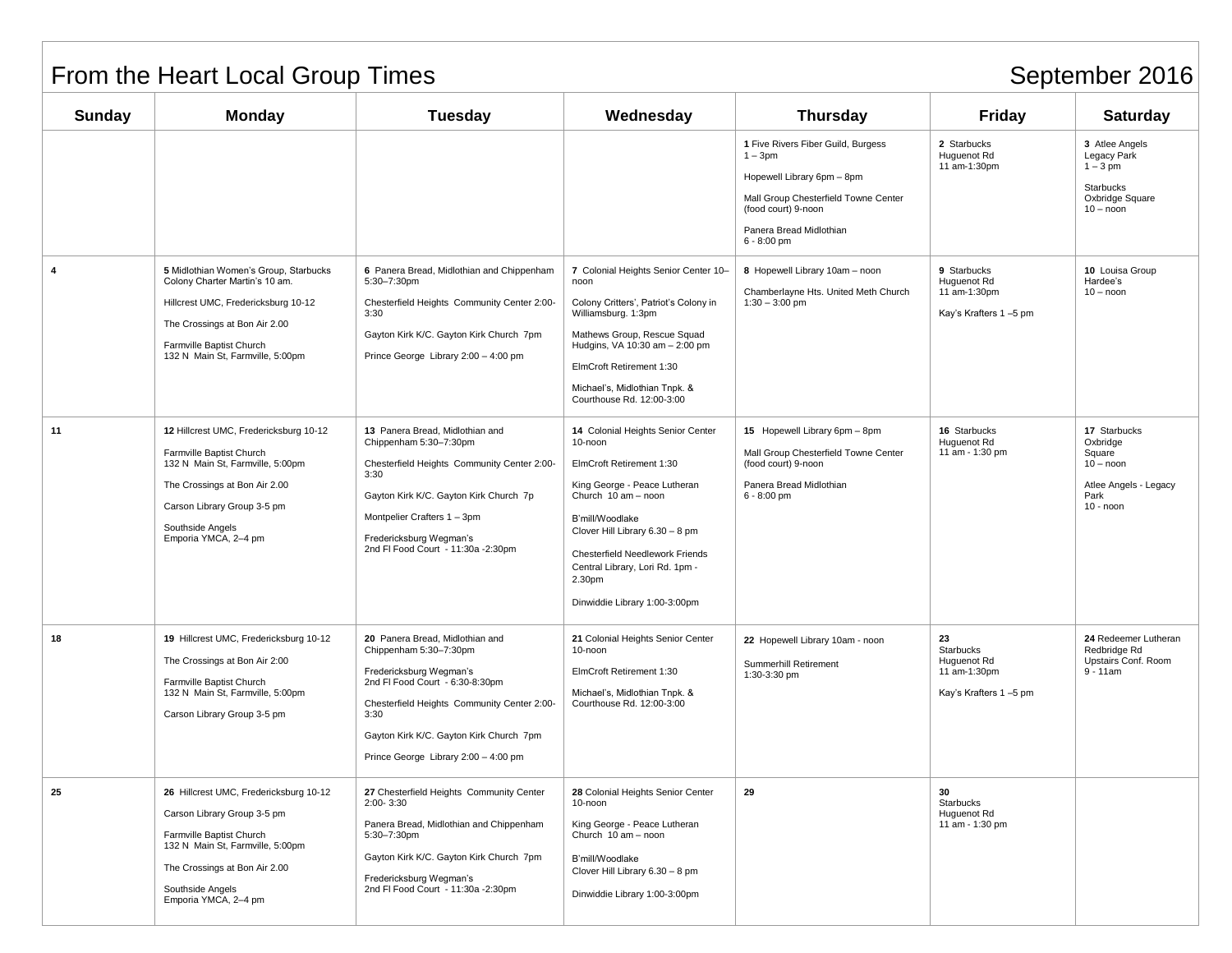# From the Heart Local Group Times

## September 2016

| Sunday | Monday | Tuesday | Wednesday | Thursday | Friday | Saturday |
|---|---|---|---|---|---|---|
| | | | | **1** Five Rivers Fiber Guild, Burgess 1 – 3pm<br><br>Hopewell Library 6pm – 8pm<br><br>Mall Group Chesterfield Towne Center (food court) 9-noon<br><br>Panera Bread Midlothian 6 - 8:00 pm | **2** Starbucks Huguenot Rd 11 am-1:30pm | **3** Atlee Angels Legacy Park 1 – 3 pm<br><br>Starbucks Oxbridge Square 10 – noon |
| **4** | **5** Midlothian Women's Group, Starbucks Colony Charter Martin's 10 am.<br><br>Hillcrest UMC, Fredericksburg 10-12<br><br>The Crossings at Bon Air 2.00<br><br>Farmville Baptist Church 132 N Main St, Farmville, 5:00pm | **6** Panera Bread, Midlothian and Chippenham 5:30–7:30pm<br><br>Chesterfield Heights Community Center 2:00-3:30<br><br>Gayton Kirk K/C. Gayton Kirk Church 7pm<br><br>Prince George Library 2:00 – 4:00 pm | **7** Colonial Heights Senior Center 10–noon<br><br>Colony Critters', Patriot's Colony in Williamsburg. 1:3pm<br><br>Mathews Group, Rescue Squad Hudgins, VA 10:30 am – 2:00 pm<br><br>ElmCroft Retirement 1:30<br><br>Michael's, Midlothian Tnpk. & Courthouse Rd. 12:00-3:00 | **8** Hopewell Library 10am – noon<br><br>Chamberlayne Hts. United Meth Church 1:30 – 3:00 pm | **9** Starbucks Huguenot Rd 11 am-1:30pm<br><br>Kay's Krafters 1 –5 pm | **10** Louisa Group Hardee's 10 – noon |
| **11** | **12** Hillcrest UMC, Fredericksburg 10-12<br><br>Farmville Baptist Church 132 N Main St, Farmville, 5:00pm<br><br>The Crossings at Bon Air 2.00<br><br>Carson Library Group 3-5 pm<br><br>Southside Angels Emporia YMCA, 2–4 pm | **13** Panera Bread, Midlothian and Chippenham 5:30–7:30pm<br><br>Chesterfield Heights Community Center 2:00-3:30<br><br>Gayton Kirk K/C. Gayton Kirk Church 7p<br><br>Montpelier Crafters 1 – 3pm<br><br>Fredericksburg Wegman's 2nd Fl Food Court - 11:30a -2:30pm | **14** Colonial Heights Senior Center 10-noon<br><br>ElmCroft Retirement 1:30<br><br>King George - Peace Lutheran Church 10 am – noon<br><br>B'mill/Woodlake Clover Hill Library 6.30 – 8 pm<br><br>Chesterfield Needlework Friends Central Library, Lori Rd. 1pm - 2.30pm<br><br>Dinwiddie Library 1:00-3:00pm | **15** Hopewell Library 6pm – 8pm<br><br>Mall Group Chesterfield Towne Center (food court) 9-noon<br><br>Panera Bread Midlothian 6 - 8:00 pm | **16** Starbucks Huguenot Rd 11 am - 1:30 pm | **17** Starbucks Oxbridge Square 10 – noon<br><br>Atlee Angels - Legacy Park 10 - noon |
| **18** | **19** Hillcrest UMC, Fredericksburg 10-12<br><br>The Crossings at Bon Air 2:00<br><br>Farmville Baptist Church 132 N Main St, Farmville, 5:00pm<br><br>Carson Library Group 3-5 pm | **20** Panera Bread, Midlothian and Chippenham 5:30–7:30pm<br><br>Fredericksburg Wegman's 2nd Fl Food Court - 6:30-8:30pm<br><br>Chesterfield Heights Community Center 2:00-3:30<br><br>Gayton Kirk K/C. Gayton Kirk Church 7pm<br><br>Prince George Library 2:00 – 4:00 pm | **21** Colonial Heights Senior Center 10-noon<br><br>ElmCroft Retirement 1:30<br><br>Michael's, Midlothian Tnpk. & Courthouse Rd. 12:00-3:00 | **22** Hopewell Library 10am - noon<br><br>Summerhill Retirement 1:30-3:30 pm | **23** Starbucks Huguenot Rd 11 am-1:30pm<br><br>Kay's Krafters 1 –5 pm | **24** Redeemer Lutheran Redbridge Rd Upstairs Conf. Room 9 - 11am |
| **25** | **26** Hillcrest UMC, Fredericksburg 10-12<br><br>Carson Library Group 3-5 pm<br><br>Farmville Baptist Church 132 N Main St, Farmville, 5:00pm<br><br>The Crossings at Bon Air 2.00<br><br>Southside Angels Emporia YMCA, 2–4 pm | **27** Chesterfield Heights Community Center 2:00- 3:30<br><br>Panera Bread, Midlothian and Chippenham 5:30–7:30pm<br><br>Gayton Kirk K/C. Gayton Kirk Church 7pm<br><br>Fredericksburg Wegman's 2nd Fl Food Court - 11:30a -2:30pm | **28** Colonial Heights Senior Center 10-noon<br><br>King George - Peace Lutheran Church 10 am – noon<br><br>B'mill/Woodlake Clover Hill Library 6.30 – 8 pm<br><br>Dinwiddie Library 1:00-3:00pm | **29** | **30** Starbucks Huguenot Rd 11 am - 1:30 pm | |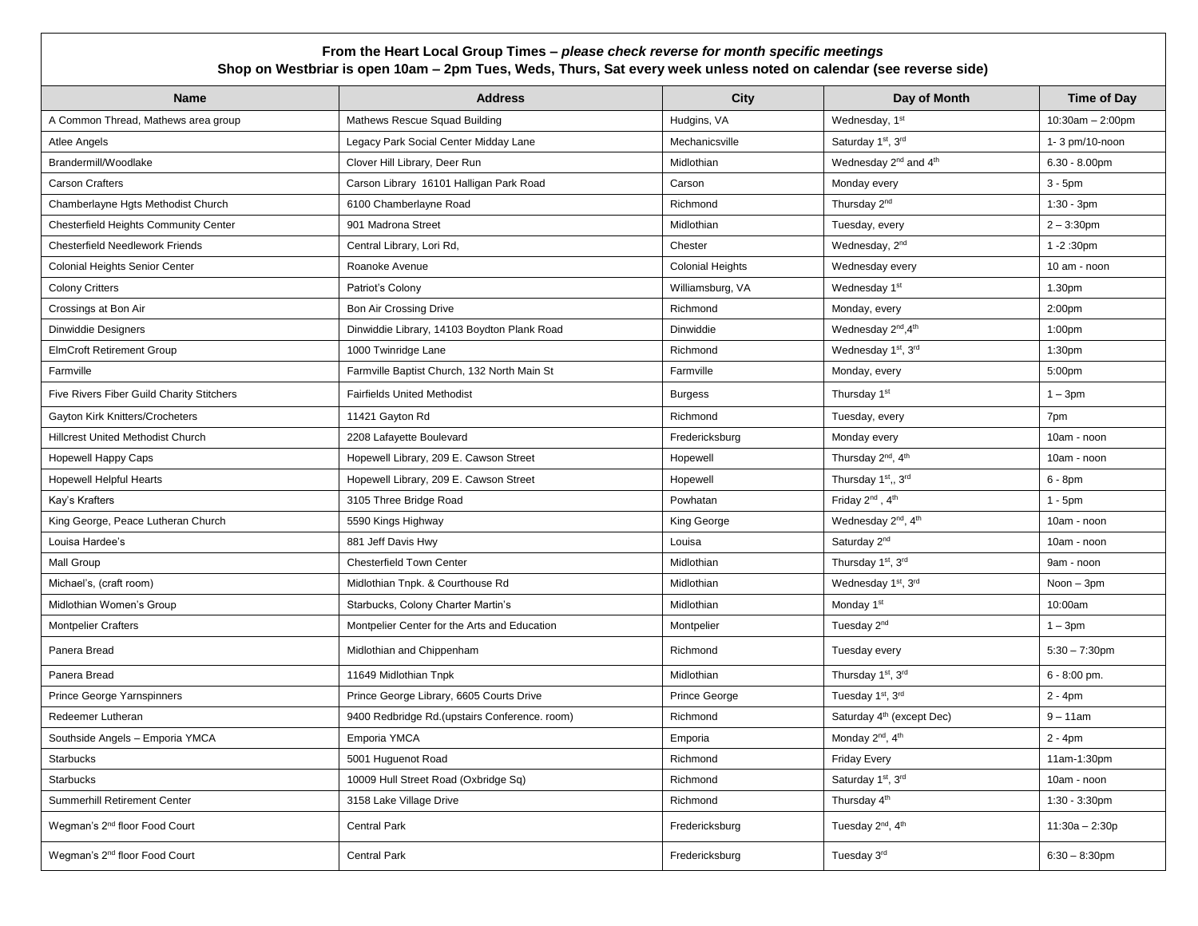**From the Heart Local Group Times – *please check reverse for month specific meetings***
**Shop on Westbriar is open 10am – 2pm Tues, Weds, Thurs, Sat every week unless noted on calendar (see reverse side)**

| Name | Address | City | Day of Month | Time of Day |
|---|---|---|---|---|
| A Common Thread, Mathews area group | Mathews Rescue Squad Building | Hudgins, VA | Wednesday, 1st | 10:30am – 2:00pm |
| Atlee Angels | Legacy Park Social Center Midday Lane | Mechanicsville | Saturday 1st, 3rd | 1- 3 pm/10-noon |
| Brandermill/Woodlake | Clover Hill Library, Deer Run | Midlothian | Wednesday 2nd and 4th | 6.30 - 8.00pm |
| Carson Crafters | Carson Library 16101 Halligan Park Road | Carson | Monday every | 3 - 5pm |
| Chamberlayne Hgts Methodist Church | 6100 Chamberlayne Road | Richmond | Thursday 2nd | 1:30 - 3pm |
| Chesterfield Heights Community Center | 901 Madrona Street | Midlothian | Tuesday, every | 2 – 3:30pm |
| Chesterfield Needlework Friends | Central Library, Lori Rd, | Chester | Wednesday, 2nd | 1 -2 :30pm |
| Colonial Heights Senior Center | Roanoke Avenue | Colonial Heights | Wednesday every | 10 am - noon |
| Colony Critters | Patriot's Colony | Williamsburg, VA | Wednesday 1st | 1.30pm |
| Crossings at Bon Air | Bon Air Crossing Drive | Richmond | Monday, every | 2:00pm |
| Dinwiddie Designers | Dinwiddie Library, 14103 Boydton Plank Road | Dinwiddie | Wednesday 2nd,4th | 1:00pm |
| ElmCroft Retirement Group | 1000 Twinridge Lane | Richmond | Wednesday 1st, 3rd | 1:30pm |
| Farmville | Farmville Baptist Church, 132 North Main St | Farmville | Monday, every | 5:00pm |
| Five Rivers Fiber Guild Charity Stitchers | Fairfields United Methodist | Burgess | Thursday 1st | 1 – 3pm |
| Gayton Kirk Knitters/Crocheters | 11421 Gayton Rd | Richmond | Tuesday, every | 7pm |
| Hillcrest United Methodist Church | 2208 Lafayette Boulevard | Fredericksburg | Monday every | 10am - noon |
| Hopewell Happy Caps | Hopewell Library, 209 E. Cawson Street | Hopewell | Thursday 2nd, 4th | 10am - noon |
| Hopewell Helpful Hearts | Hopewell Library, 209 E. Cawson Street | Hopewell | Thursday 1st,, 3rd | 6 - 8pm |
| Kay's Krafters | 3105 Three Bridge Road | Powhatan | Friday 2nd , 4th | 1 - 5pm |
| King George, Peace Lutheran Church | 5590 Kings Highway | King George | Wednesday 2nd, 4th | 10am - noon |
| Louisa Hardee's | 881 Jeff Davis Hwy | Louisa | Saturday 2nd | 10am - noon |
| Mall Group | Chesterfield Town Center | Midlothian | Thursday 1st, 3rd | 9am - noon |
| Michael's, (craft room) | Midlothian Tnpk. & Courthouse Rd | Midlothian | Wednesday 1st, 3rd | Noon – 3pm |
| Midlothian Women's Group | Starbucks, Colony Charter Martin's | Midlothian | Monday 1st | 10:00am |
| Montpelier Crafters | Montpelier Center for the Arts and Education | Montpelier | Tuesday 2nd | 1 – 3pm |
| Panera Bread | Midlothian and Chippenham | Richmond | Tuesday every | 5:30 – 7:30pm |
| Panera Bread | 11649 Midlothian Tnpk | Midlothian | Thursday 1st, 3rd | 6 - 8:00 pm. |
| Prince George Yarnspinners | Prince George Library, 6605 Courts Drive | Prince George | Tuesday 1st, 3rd | 2 - 4pm |
| Redeemer Lutheran | 9400 Redbridge Rd.(upstairs Conference. room) | Richmond | Saturday 4th (except Dec) | 9 – 11am |
| Southside Angels – Emporia YMCA | Emporia YMCA | Emporia | Monday 2nd, 4th | 2 - 4pm |
| Starbucks | 5001 Huguenot Road | Richmond | Friday Every | 11am-1:30pm |
| Starbucks | 10009 Hull Street Road (Oxbridge Sq) | Richmond | Saturday 1st, 3rd | 10am - noon |
| Summerhill Retirement Center | 3158 Lake Village Drive | Richmond | Thursday 4th | 1:30 - 3:30pm |
| Wegman's 2nd floor Food Court | Central Park | Fredericksburg | Tuesday 2nd, 4th | 11:30a – 2:30p |
| Wegman's 2nd floor Food Court | Central Park | Fredericksburg | Tuesday 3rd | 6:30 – 8:30pm |